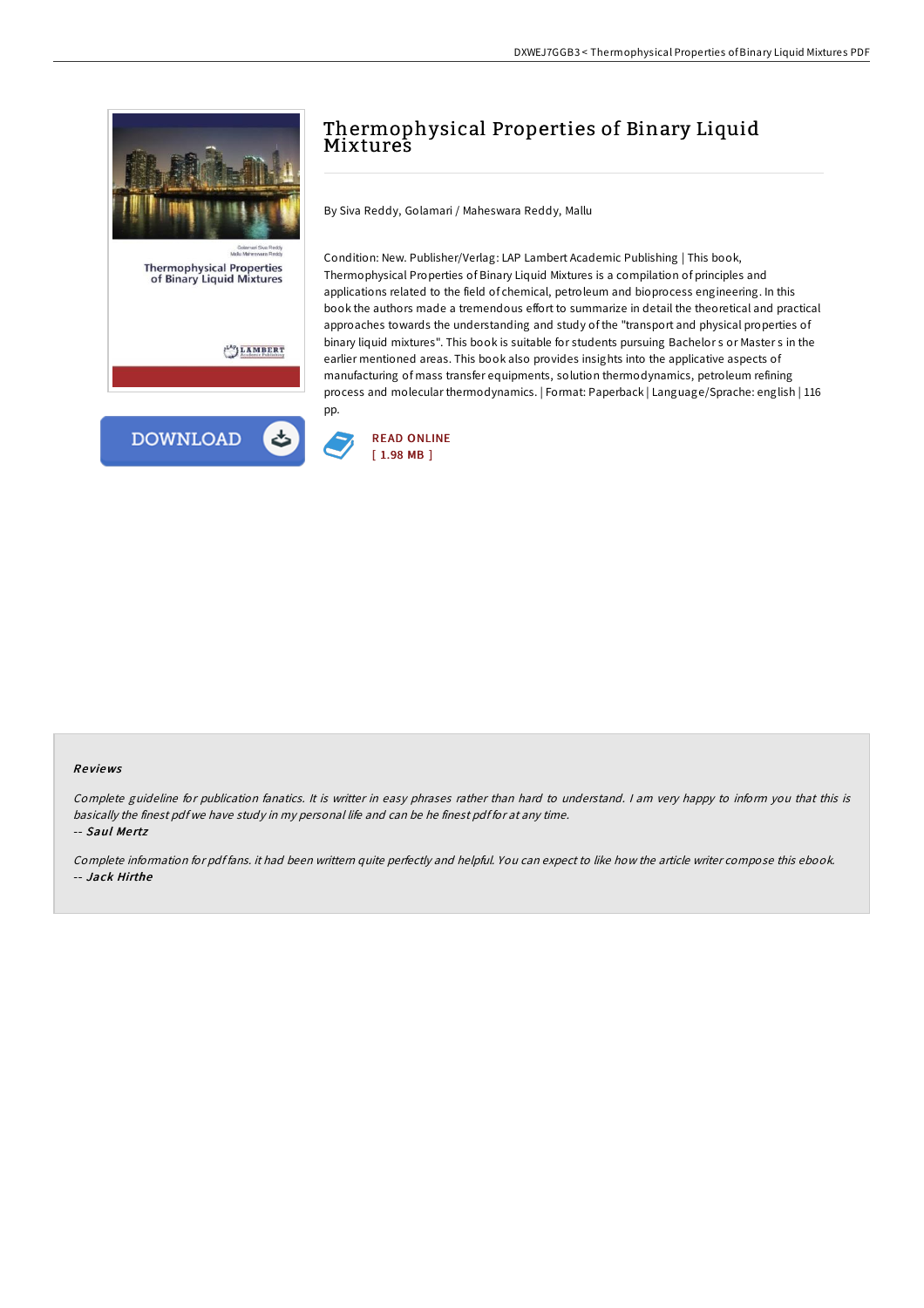# Thermophysical Properties of Binary Liquid Mixtures

By Siva Reddy, Golamari / Maheswara Reddy, Mallu

Condition: New. Publisher/Verlag: LAP Lambert Academic Publishing | This book, Thermophysical Properties of Binary Liquid Mixtures is a compilation of principles and applications related to the field of chemical, petroleum and bioprocess engineering. In this book the authors made a tremendous effort to summarize in detail the theoretical and practical approaches towards the understanding and study of the "transport and physical properties of binary liquid mixtures". This book is suitable for students pursuing Bachelor s or Master s in the earlier mentioned areas. This book also provides insights into the applicative aspects of manufacturing of mass transfer equipments, solution thermodynamics, petroleum refining process and molecular thermodynamics. | Format: Paperback | Language/Sprache: english | 116 pp.

DOWNLOAD

READ ONLINE
[ 1.98 MB ]

### Reviews

*Complete guideline for publication fanatics. It is writter in easy phrases rather than hard to understand. I am very happy to inform you that this is basically the finest pdf we have study in my personal life and can be he finest pdf for at any time.*

-- ***Saul Mertz***

*Complete information for pdf fans. it had been writtern quite perfectly and helpful. You can expect to like how the article writer compose this ebook.*

-- ***Jack Hirthe***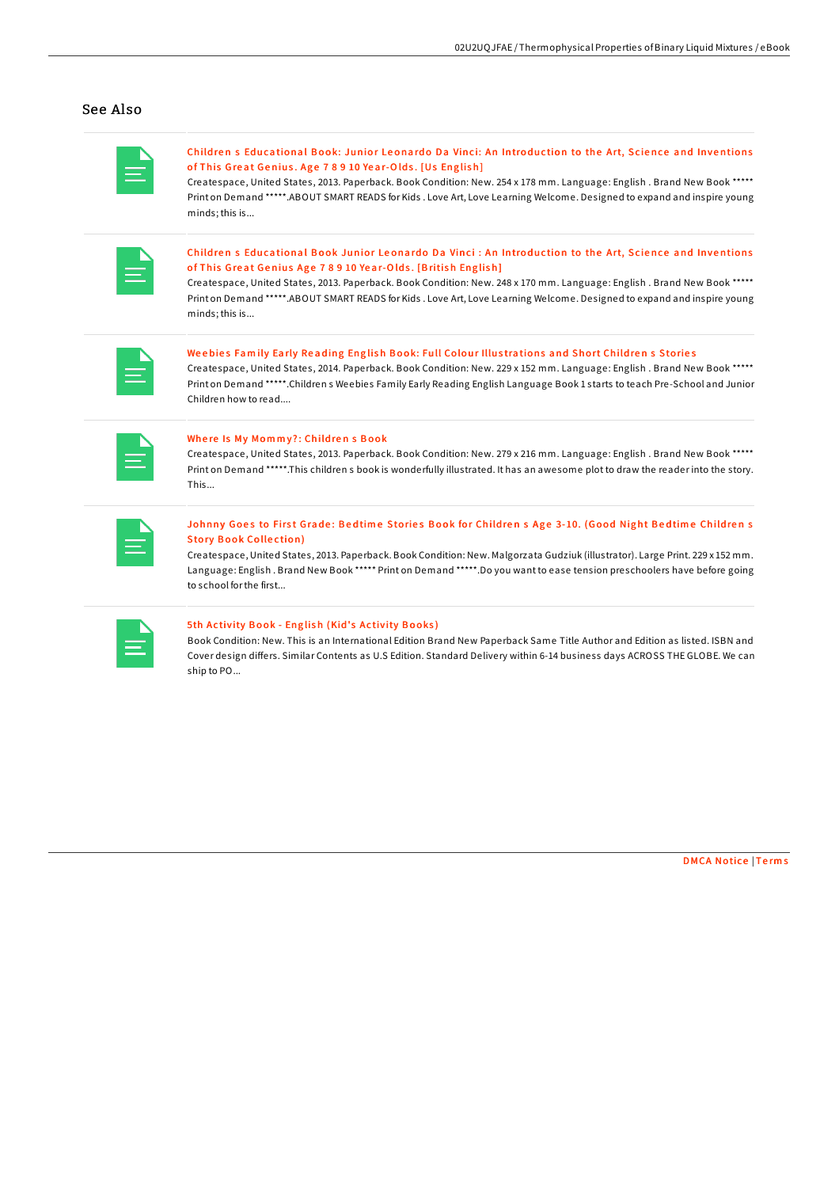## See Also

**Children s Educational Book: Junior Leonardo Da Vinci: An Introduction to the Art, Science and Inventions of This Great Genius. Age 7 8 9 10 Year-Olds. [Us English]**

Createspace, United States, 2013. Paperback. Book Condition: New. 254 x 178 mm. Language: English . Brand New Book ***** Print on Demand *****.ABOUT SMART READS for Kids . Love Art, Love Learning Welcome. Designed to expand and inspire young minds; this is...

**Children s Educational Book Junior Leonardo Da Vinci : An Introduction to the Art, Science and Inventions of This Great Genius Age 7 8 9 10 Year-Olds. [British English]**

Createspace, United States, 2013. Paperback. Book Condition: New. 248 x 170 mm. Language: English . Brand New Book ***** Print on Demand *****.ABOUT SMART READS for Kids . Love Art, Love Learning Welcome. Designed to expand and inspire young minds; this is...

**Weebies Family Early Reading English Book: Full Colour Illustrations and Short Children s Stories**

Createspace, United States, 2014. Paperback. Book Condition: New. 229 x 152 mm. Language: English . Brand New Book ***** Print on Demand *****.Children s Weebies Family Early Reading English Language Book 1 starts to teach Pre-School and Junior Children how to read....

**Where Is My Mommy?: Children s Book**

Createspace, United States, 2013. Paperback. Book Condition: New. 279 x 216 mm. Language: English . Brand New Book ***** Print on Demand *****.This children s book is wonderfully illustrated. It has an awesome plot to draw the reader into the story. This...

**Johnny Goes to First Grade: Bedtime Stories Book for Children s Age 3-10. (Good Night Bedtime Children s Story Book Collection)**

Createspace, United States, 2013. Paperback. Book Condition: New. Malgorzata Gudziuk (illustrator). Large Print. 229 x 152 mm. Language: English . Brand New Book ***** Print on Demand *****.Do you want to ease tension preschoolers have before going to school for the first...

**5th Activity Book - English (Kid's Activity Books)**

Book Condition: New. This is an International Edition Brand New Paperback Same Title Author and Edition as listed. ISBN and Cover design differs. Similar Contents as U.S Edition. Standard Delivery within 6-14 business days ACROSS THE GLOBE. We can ship to PO...

DMCA Notice | Terms